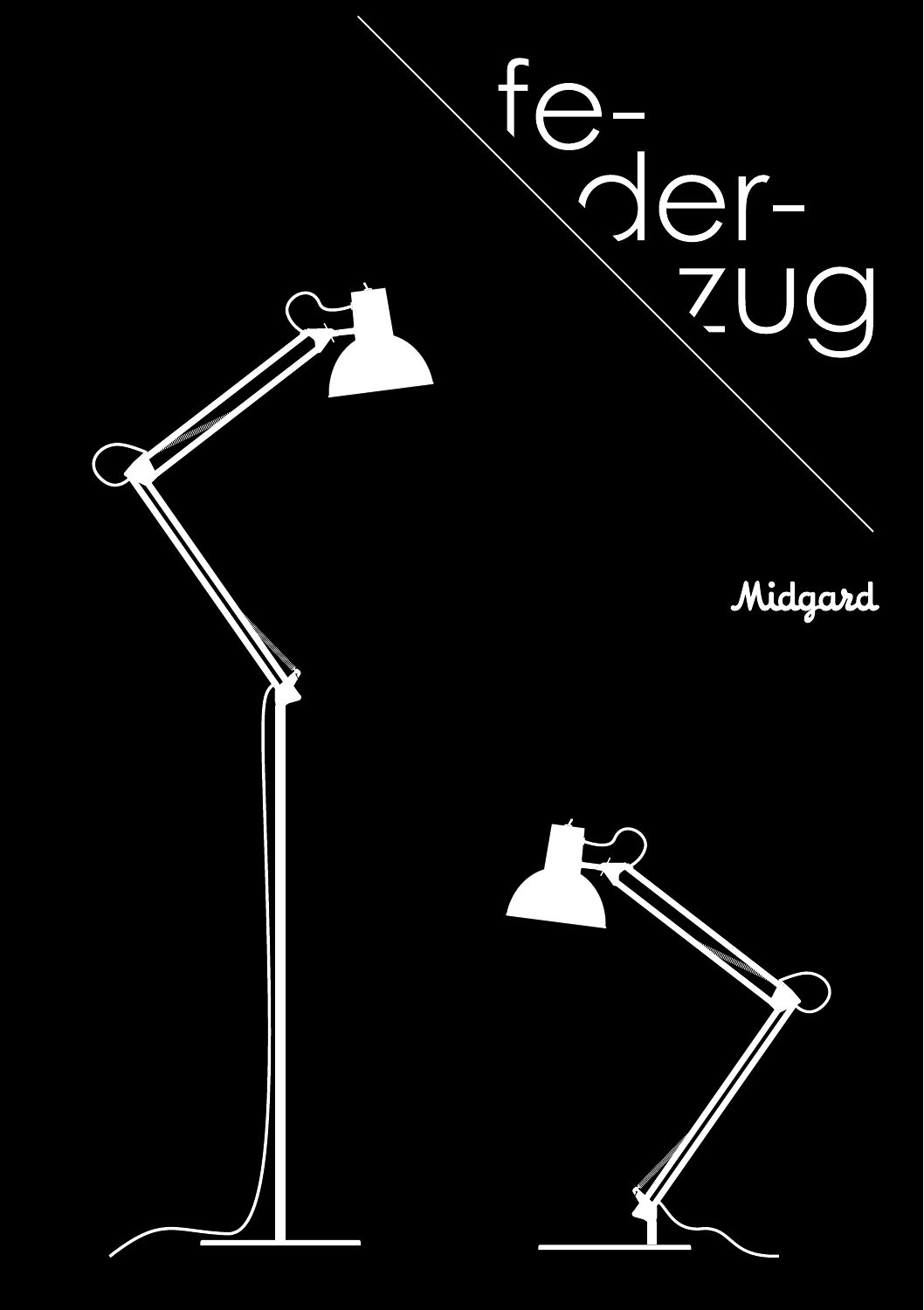# fe-der-zug

Midgard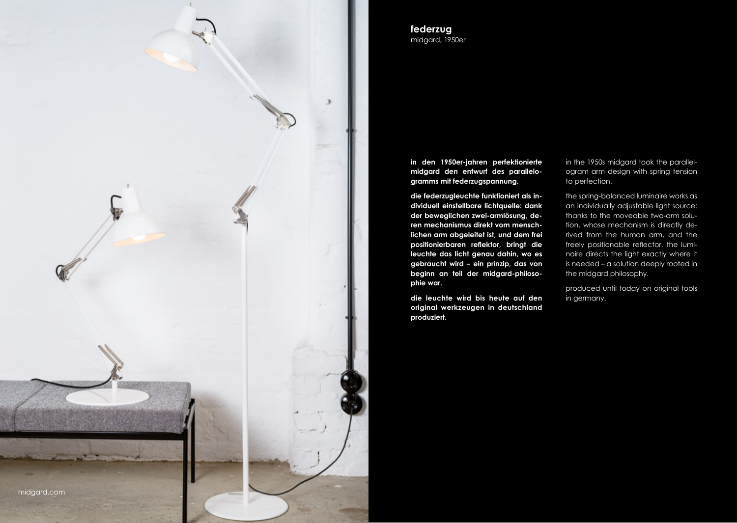## federzug

midgard, 1950er

**in den 1950er-jahren perfektionierte midgard den entwurf des parallelogramms mit federzugspannung.**

**die federzugleuchte funktioniert als individuell einstellbare lichtquelle: dank der beweglichen zwei-armlösung, deren mechanismus direkt vom menschlichen arm abgeleitet ist, und dem frei positionierbaren reflektor, bringt die leuchte das licht genau dahin, wo es gebraucht wird – ein prinzip, das von beginn an teil der midgard-philosophie war.**

**die leuchte wird bis heute auf den original werkzeugen in deutschland produziert.**

in the 1950s midgard took the parallelogram arm design with spring tension to perfection.

the spring-balanced luminaire works as an individually adjustable light source: thanks to the moveable two-arm solution, whose mechanism is directly derived from the human arm, and the freely positionable reflector, the luminaire directs the light exactly where it is needed – a solution deeply rooted in the midgard philosophy.

produced until today on original tools in germany.

midgard.com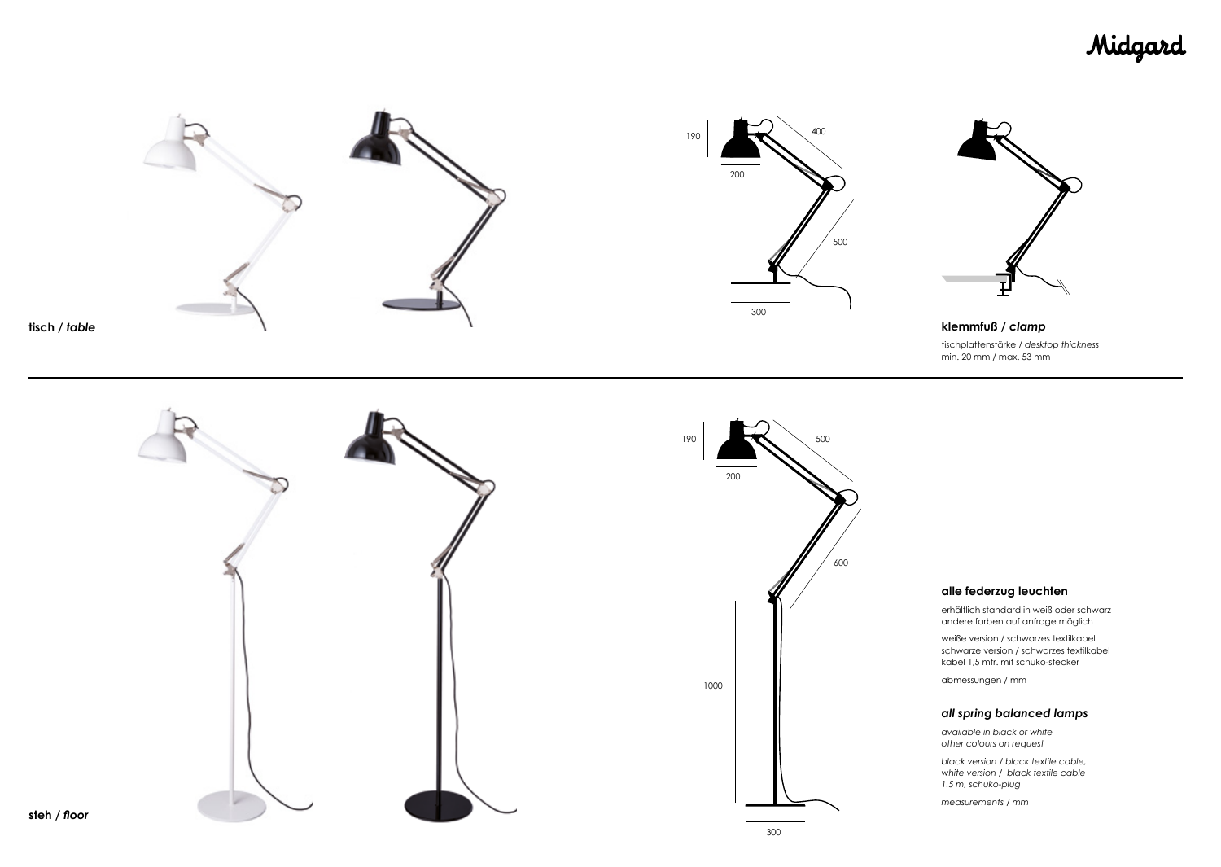Midgard

190

400

200

500

300

**tisch** / ***table***

**klemmfuß** / ***clamp***

tischplattenstärke / *desktop thickness*
min. 20 mm / max. 53 mm

190

500

200

600

1000

300

**steh** / ***floor***

**alle federzug leuchten**

erhältlich standard in weiß oder schwarz
andere farben auf anfrage möglich

weiße version / schwarzes textilkabel
schwarze version / schwarzes textilkabel
kabel 1,5 mtr. mit schuko-stecker

abmessungen / mm

***all spring balanced lamps***

*available in black or white*
*other colours on request*

*black version / black textile cable,*
*white version / black textile cable*
*1.5 m, schuko-plug*

*measurements / mm*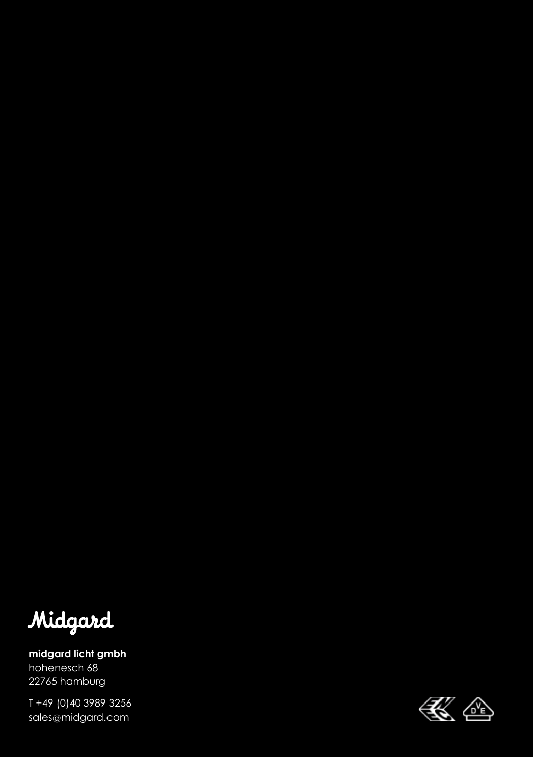Midgard

**midgard licht gmbh**
hohenesch 68
22765 hamburg

T +49 (0)40 3989 3256
sales@midgard.com